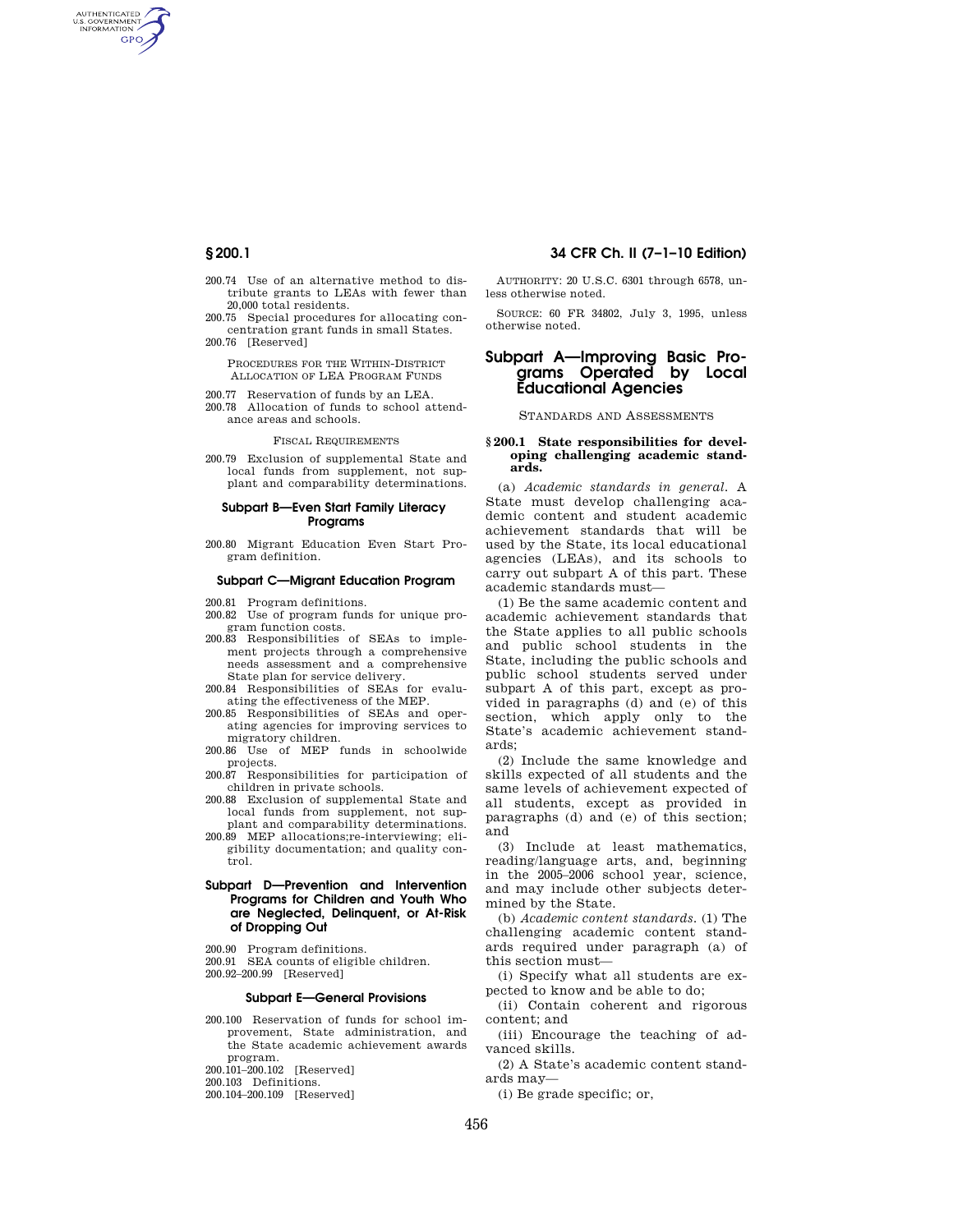200.74 Use of an alternative method to distribute grants to LEAs with fewer than 20,000 total residents.
200.75 Special procedures for allocating concentration grant funds in small States.
200.76 [Reserved]

PROCEDURES FOR THE WITHIN-DISTRICT ALLOCATION OF LEA PROGRAM FUNDS

200.77 Reservation of funds by an LEA.
200.78 Allocation of funds to school attendance areas and schools.

FISCAL REQUIREMENTS

200.79 Exclusion of supplemental State and local funds from supplement, not supplant and comparability determinations.

**Subpart B—Even Start Family Literacy Programs**

200.80 Migrant Education Even Start Program definition.

**Subpart C—Migrant Education Program**

200.81 Program definitions.
200.82 Use of program funds for unique program function costs.
200.83 Responsibilities of SEAs to implement projects through a comprehensive needs assessment and a comprehensive State plan for service delivery.
200.84 Responsibilities of SEAs for evaluating the effectiveness of the MEP.
200.85 Responsibilities of SEAs and operating agencies for improving services to migratory children.
200.86 Use of MEP funds in schoolwide projects.
200.87 Responsibilities for participation of children in private schools.
200.88 Exclusion of supplemental State and local funds from supplement, not supplant and comparability determinations.
200.89 MEP allocations;re-interviewing; eligibility documentation; and quality control.

**Subpart D—Prevention and Intervention Programs for Children and Youth Who are Neglected, Delinquent, or At-Risk of Dropping Out**

200.90 Program definitions.
200.91 SEA counts of eligible children.
200.92–200.99 [Reserved]

**Subpart E—General Provisions**

200.100 Reservation of funds for school improvement, State administration, and the State academic achievement awards program.
200.101–200.102 [Reserved]
200.103 Definitions.
200.104–200.109 [Reserved]

AUTHORITY: 20 U.S.C. 6301 through 6578, unless otherwise noted.

SOURCE: 60 FR 34802, July 3, 1995, unless otherwise noted.

## Subpart A—Improving Basic Programs Operated by Local Educational Agencies

STANDARDS AND ASSESSMENTS

### § 200.1 State responsibilities for developing challenging academic standards.

(a) *Academic standards in general.* A State must develop challenging academic content and student academic achievement standards that will be used by the State, its local educational agencies (LEAs), and its schools to carry out subpart A of this part. These academic standards must—

(1) Be the same academic content and academic achievement standards that the State applies to all public schools and public school students in the State, including the public schools and public school students served under subpart A of this part, except as provided in paragraphs (d) and (e) of this section, which apply only to the State's academic achievement standards;

(2) Include the same knowledge and skills expected of all students and the same levels of achievement expected of all students, except as provided in paragraphs (d) and (e) of this section; and

(3) Include at least mathematics, reading/language arts, and, beginning in the 2005–2006 school year, science, and may include other subjects determined by the State.

(b) *Academic content standards.* (1) The challenging academic content standards required under paragraph (a) of this section must—

(i) Specify what all students are expected to know and be able to do;

(ii) Contain coherent and rigorous content; and

(iii) Encourage the teaching of advanced skills.

(2) A State's academic content standards may—

(i) Be grade specific; or,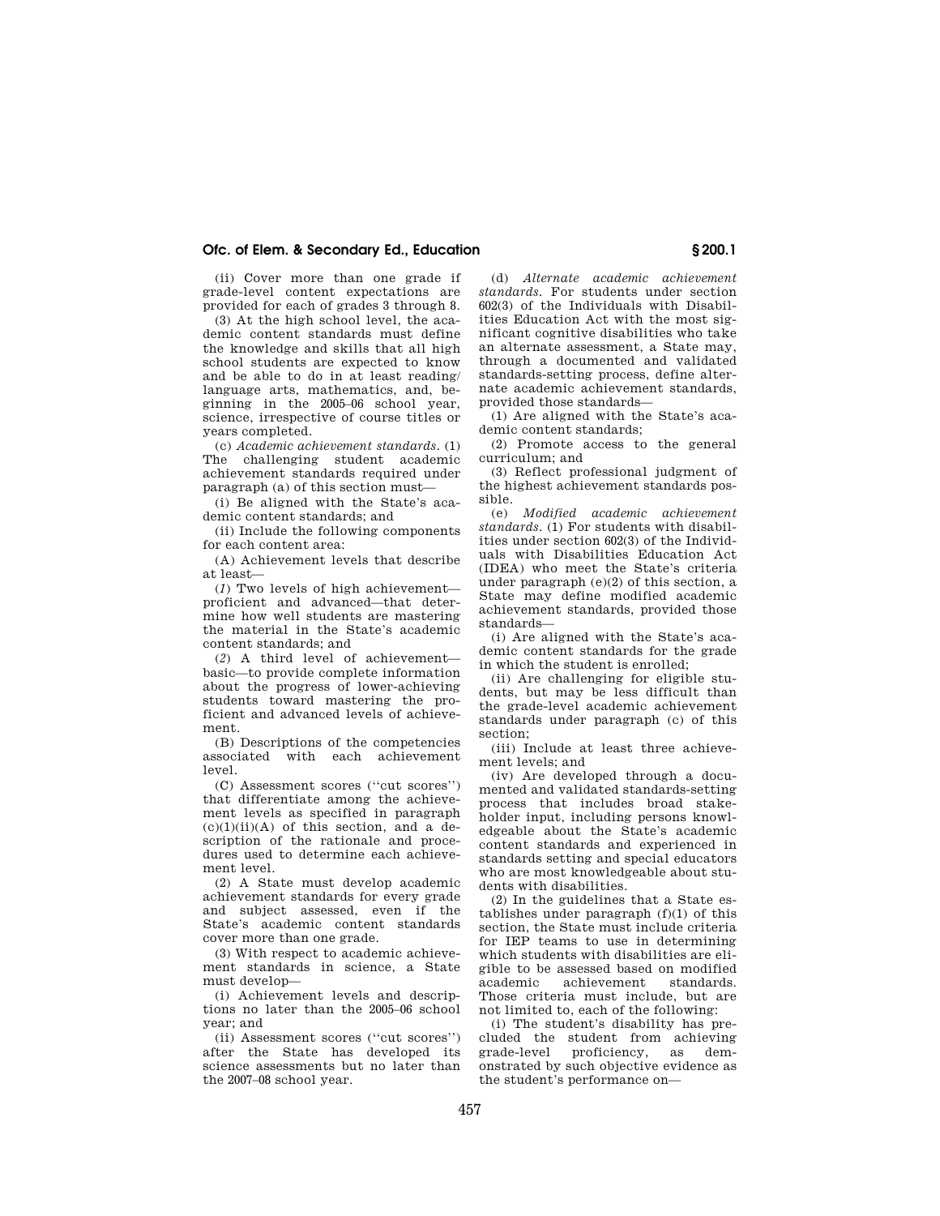(ii) Cover more than one grade if grade-level content expectations are provided for each of grades 3 through 8.

(3) At the high school level, the academic content standards must define the knowledge and skills that all high school students are expected to know and be able to do in at least reading/language arts, mathematics, and, beginning in the 2005–06 school year, science, irrespective of course titles or years completed.

(c) *Academic achievement standards.* (1) The challenging student academic achievement standards required under paragraph (a) of this section must—

(i) Be aligned with the State's academic content standards; and

(ii) Include the following components for each content area:

(A) Achievement levels that describe at least—

(*1*) Two levels of high achievement—proficient and advanced—that determine how well students are mastering the material in the State's academic content standards; and

(*2*) A third level of achievement—basic—to provide complete information about the progress of lower-achieving students toward mastering the proficient and advanced levels of achievement.

(B) Descriptions of the competencies associated with each achievement level.

(C) Assessment scores (''cut scores'') that differentiate among the achievement levels as specified in paragraph (c)(1)(ii)(A) of this section, and a description of the rationale and procedures used to determine each achievement level.

(2) A State must develop academic achievement standards for every grade and subject assessed, even if the State's academic content standards cover more than one grade.

(3) With respect to academic achievement standards in science, a State must develop—

(i) Achievement levels and descriptions no later than the 2005–06 school year; and

(ii) Assessment scores (''cut scores'') after the State has developed its science assessments but no later than the 2007–08 school year.

(d) *Alternate academic achievement standards.* For students under section 602(3) of the Individuals with Disabilities Education Act with the most significant cognitive disabilities who take an alternate assessment, a State may, through a documented and validated standards-setting process, define alternate academic achievement standards, provided those standards—

(1) Are aligned with the State's academic content standards;

(2) Promote access to the general curriculum; and

(3) Reflect professional judgment of the highest achievement standards possible.

(e) *Modified academic achievement standards.* (1) For students with disabilities under section 602(3) of the Individuals with Disabilities Education Act (IDEA) who meet the State's criteria under paragraph (e)(2) of this section, a State may define modified academic achievement standards, provided those standards—

(i) Are aligned with the State's academic content standards for the grade in which the student is enrolled;

(ii) Are challenging for eligible students, but may be less difficult than the grade-level academic achievement standards under paragraph (c) of this section;

(iii) Include at least three achievement levels; and

(iv) Are developed through a documented and validated standards-setting process that includes broad stakeholder input, including persons knowledgeable about the State's academic content standards and experienced in standards setting and special educators who are most knowledgeable about students with disabilities.

(2) In the guidelines that a State establishes under paragraph (f)(1) of this section, the State must include criteria for IEP teams to use in determining which students with disabilities are eligible to be assessed based on modified academic achievement standards. Those criteria must include, but are not limited to, each of the following:

(i) The student's disability has precluded the student from achieving grade-level proficiency, as demonstrated by such objective evidence as the student's performance on—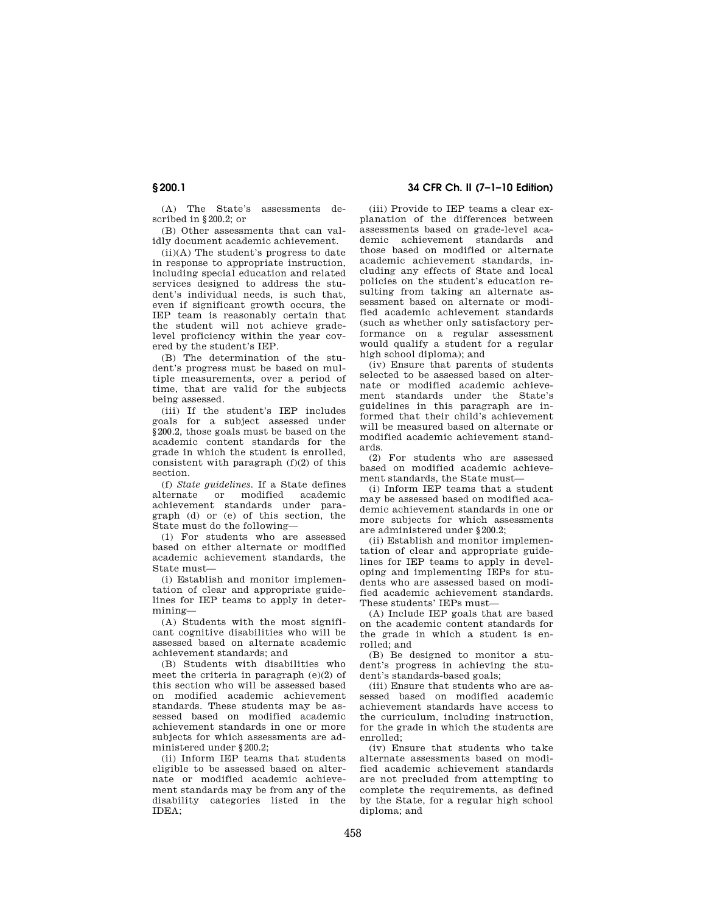(A) The State's assessments described in §200.2; or

(B) Other assessments that can validly document academic achievement.

(ii)(A) The student's progress to date in response to appropriate instruction, including special education and related services designed to address the student's individual needs, is such that, even if significant growth occurs, the IEP team is reasonably certain that the student will not achieve grade-level proficiency within the year covered by the student's IEP.

(B) The determination of the student's progress must be based on multiple measurements, over a period of time, that are valid for the subjects being assessed.

(iii) If the student's IEP includes goals for a subject assessed under §200.2, those goals must be based on the academic content standards for the grade in which the student is enrolled, consistent with paragraph (f)(2) of this section.

(f) *State guidelines.* If a State defines alternate or modified academic achievement standards under paragraph (d) or (e) of this section, the State must do the following—

(1) For students who are assessed based on either alternate or modified academic achievement standards, the State must—

(i) Establish and monitor implementation of clear and appropriate guidelines for IEP teams to apply in determining—

(A) Students with the most significant cognitive disabilities who will be assessed based on alternate academic achievement standards; and

(B) Students with disabilities who meet the criteria in paragraph (e)(2) of this section who will be assessed based on modified academic achievement standards. These students may be assessed based on modified academic achievement standards in one or more subjects for which assessments are administered under §200.2;

(ii) Inform IEP teams that students eligible to be assessed based on alternate or modified academic achievement standards may be from any of the disability categories listed in the IDEA;

(iii) Provide to IEP teams a clear explanation of the differences between assessments based on grade-level academic achievement standards and those based on modified or alternate academic achievement standards, including any effects of State and local policies on the student's education resulting from taking an alternate assessment based on alternate or modified academic achievement standards (such as whether only satisfactory performance on a regular assessment would qualify a student for a regular high school diploma); and

(iv) Ensure that parents of students selected to be assessed based on alternate or modified academic achievement standards under the State's guidelines in this paragraph are informed that their child's achievement will be measured based on alternate or modified academic achievement standards.

(2) For students who are assessed based on modified academic achievement standards, the State must—

(i) Inform IEP teams that a student may be assessed based on modified academic achievement standards in one or more subjects for which assessments are administered under §200.2;

(ii) Establish and monitor implementation of clear and appropriate guidelines for IEP teams to apply in developing and implementing IEPs for students who are assessed based on modified academic achievement standards. These students' IEPs must—

(A) Include IEP goals that are based on the academic content standards for the grade in which a student is enrolled; and

(B) Be designed to monitor a student's progress in achieving the student's standards-based goals;

(iii) Ensure that students who are assessed based on modified academic achievement standards have access to the curriculum, including instruction, for the grade in which the students are enrolled;

(iv) Ensure that students who take alternate assessments based on modified academic achievement standards are not precluded from attempting to complete the requirements, as defined by the State, for a regular high school diploma; and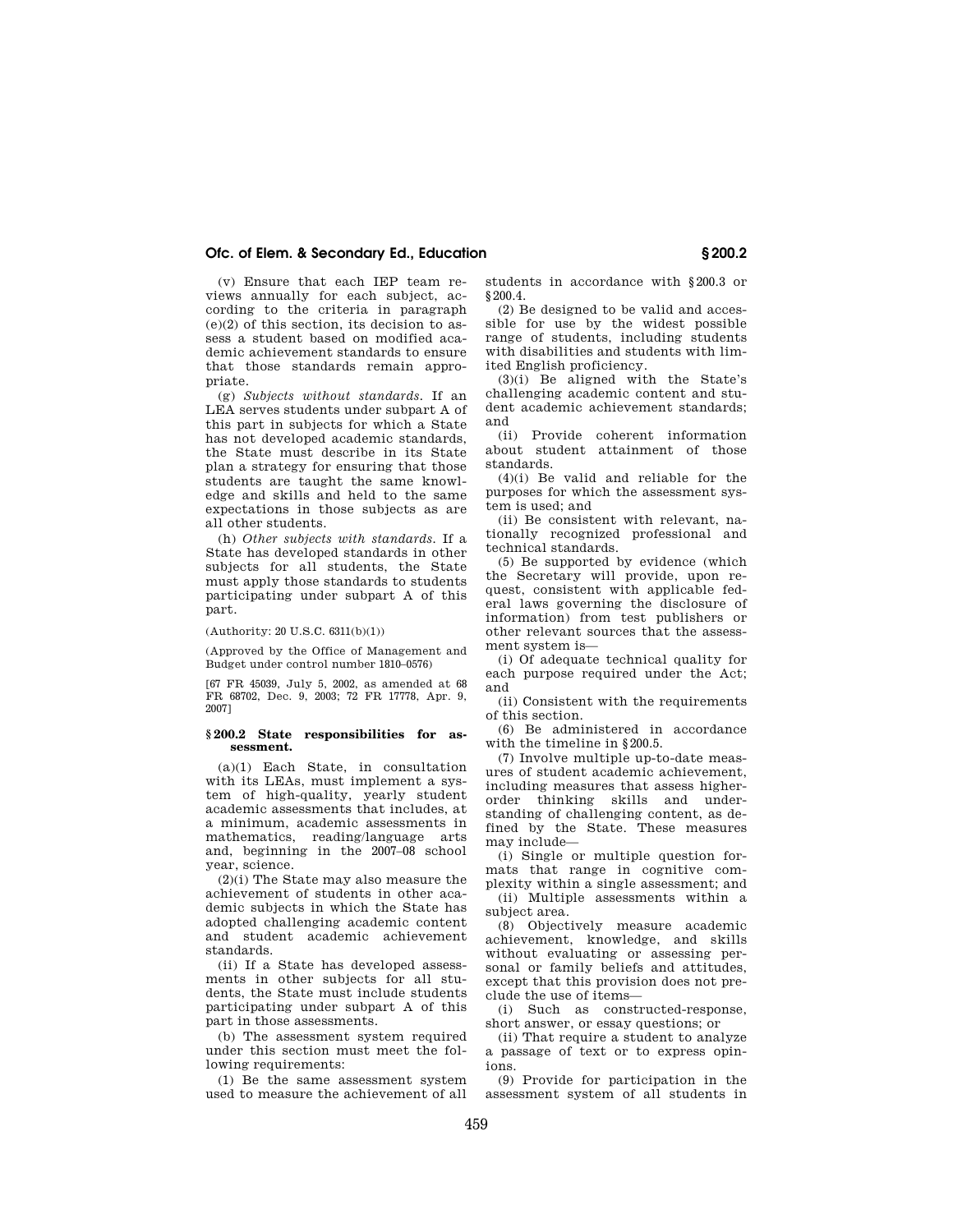(v) Ensure that each IEP team reviews annually for each subject, according to the criteria in paragraph (e)(2) of this section, its decision to assess a student based on modified academic achievement standards to ensure that those standards remain appropriate.

(g) *Subjects without standards.* If an LEA serves students under subpart A of this part in subjects for which a State has not developed academic standards, the State must describe in its State plan a strategy for ensuring that those students are taught the same knowledge and skills and held to the same expectations in those subjects as are all other students.

(h) *Other subjects with standards.* If a State has developed standards in other subjects for all students, the State must apply those standards to students participating under subpart A of this part.

(Authority: 20 U.S.C. 6311(b)(1))

(Approved by the Office of Management and Budget under control number 1810–0576)

[67 FR 45039, July 5, 2002, as amended at 68 FR 68702, Dec. 9, 2003; 72 FR 17778, Apr. 9, 2007]

### § 200.2 State responsibilities for assessment.

(a)(1) Each State, in consultation with its LEAs, must implement a system of high-quality, yearly student academic assessments that includes, at a minimum, academic assessments in mathematics, reading/language arts and, beginning in the 2007–08 school year, science.

(2)(i) The State may also measure the achievement of students in other academic subjects in which the State has adopted challenging academic content and student academic achievement standards.

(ii) If a State has developed assessments in other subjects for all students, the State must include students participating under subpart A of this part in those assessments.

(b) The assessment system required under this section must meet the following requirements:

(1) Be the same assessment system used to measure the achievement of all students in accordance with § 200.3 or § 200.4.

(2) Be designed to be valid and accessible for use by the widest possible range of students, including students with disabilities and students with limited English proficiency.

(3)(i) Be aligned with the State's challenging academic content and student academic achievement standards; and

(ii) Provide coherent information about student attainment of those standards.

(4)(i) Be valid and reliable for the purposes for which the assessment system is used; and

(ii) Be consistent with relevant, nationally recognized professional and technical standards.

(5) Be supported by evidence (which the Secretary will provide, upon request, consistent with applicable federal laws governing the disclosure of information) from test publishers or other relevant sources that the assessment system is—

(i) Of adequate technical quality for each purpose required under the Act; and

(ii) Consistent with the requirements of this section.

(6) Be administered in accordance with the timeline in § 200.5.

(7) Involve multiple up-to-date measures of student academic achievement, including measures that assess higher-order thinking skills and understanding of challenging content, as defined by the State. These measures may include—

(i) Single or multiple question formats that range in cognitive complexity within a single assessment; and

(ii) Multiple assessments within a subject area.

(8) Objectively measure academic achievement, knowledge, and skills without evaluating or assessing personal or family beliefs and attitudes, except that this provision does not preclude the use of items—

(i) Such as constructed-response, short answer, or essay questions; or

(ii) That require a student to analyze a passage of text or to express opinions.

(9) Provide for participation in the assessment system of all students in